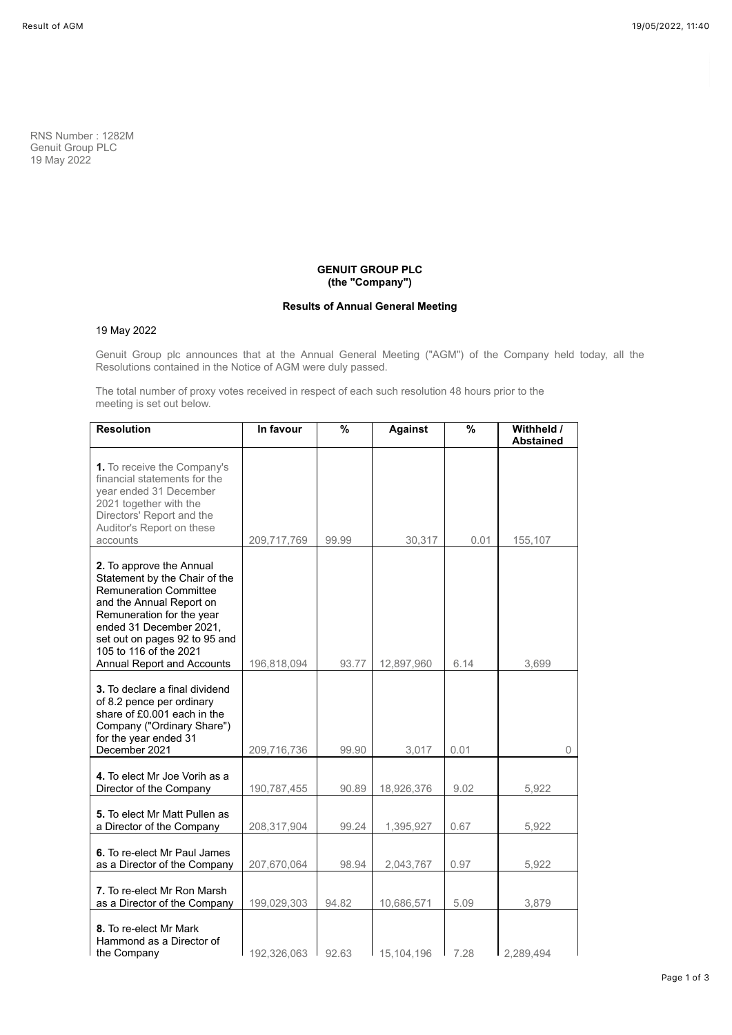RNS Number : 1282M
Genuit Group PLC
19 May 2022

**GENUIT GROUP PLC**
**(the "Company")**

**Results of Annual General Meeting**

19 May 2022

Genuit Group plc announces that at the Annual General Meeting ("AGM") of the Company held today, all the Resolutions contained in the Notice of AGM were duly passed.

The total number of proxy votes received in respect of each such resolution 48 hours prior to the meeting is set out below.

| Resolution | In favour | % | Against | % | Withheld / Abstained |
|---|---|---|---|---|---|
| **1.** To receive the Company's financial statements for the year ended 31 December 2021 together with the Directors' Report and the Auditor's Report on these accounts | 209,717,769 | 99.99 | 30,317 | 0.01 | 155,107 |
| **2.** To approve the Annual Statement by the Chair of the Remuneration Committee and the Annual Report on Remuneration for the year ended 31 December 2021, set out on pages 92 to 95 and 105 to 116 of the 2021 Annual Report and Accounts | 196,818,094 | 93.77 | 12,897,960 | 6.14 | 3,699 |
| **3.** To declare a final dividend of 8.2 pence per ordinary share of £0.001 each in the Company ("Ordinary Share") for the year ended 31 December 2021 | 209,716,736 | 99.90 | 3,017 | 0.01 | 0 |
| **4.** To elect Mr Joe Vorih as a Director of the Company | 190,787,455 | 90.89 | 18,926,376 | 9.02 | 5,922 |
| **5.** To elect Mr Matt Pullen as a Director of the Company | 208,317,904 | 99.24 | 1,395,927 | 0.67 | 5,922 |
| **6.** To re-elect Mr Paul James as a Director of the Company | 207,670,064 | 98.94 | 2,043,767 | 0.97 | 5,922 |
| **7.** To re-elect Mr Ron Marsh as a Director of the Company | 199,029,303 | 94.82 | 10,686,571 | 5.09 | 3,879 |
| **8.** To re-elect Mr Mark Hammond as a Director of the Company | 192,326,063 | 92.63 | 15,104,196 | 7.28 | 2,289,494 |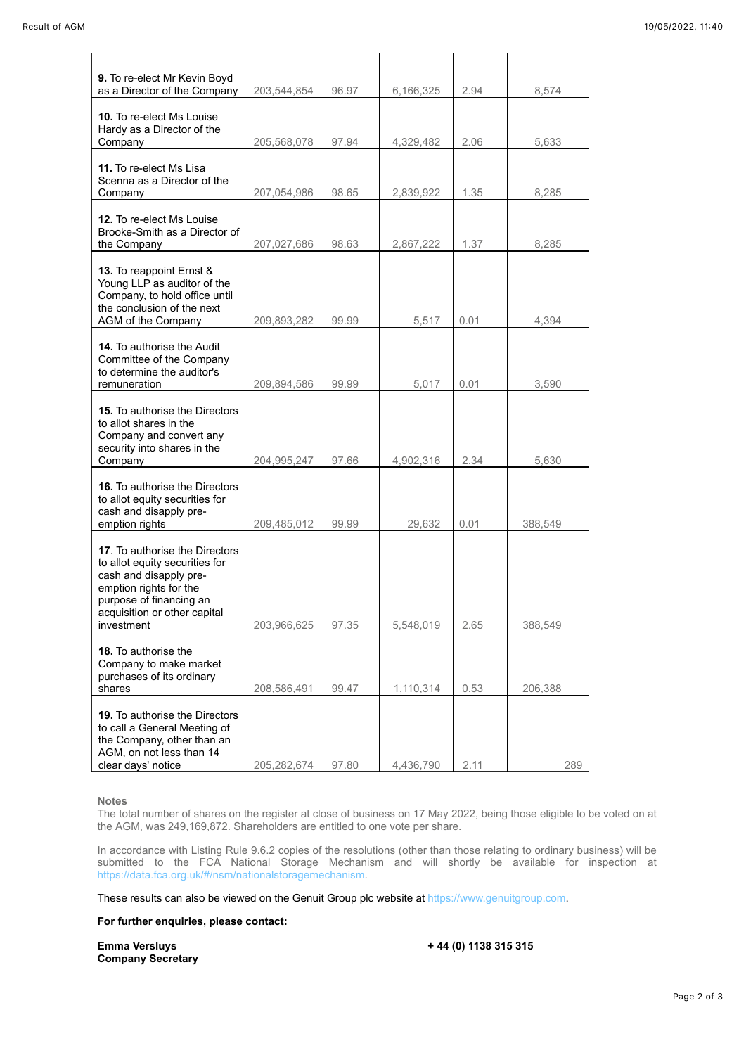| | | | | | |
|---|---|---|---|---|---|
| **9.** To re-elect Mr Kevin Boyd as a Director of the Company | 203,544,854 | 96.97 | 6,166,325 | 2.94 | 8,574 |
| **10.** To re-elect Ms Louise Hardy as a Director of the Company | 205,568,078 | 97.94 | 4,329,482 | 2.06 | 5,633 |
| **11.** To re-elect Ms Lisa Scenna as a Director of the Company | 207,054,986 | 98.65 | 2,839,922 | 1.35 | 8,285 |
| **12.** To re-elect Ms Louise Brooke-Smith as a Director of the Company | 207,027,686 | 98.63 | 2,867,222 | 1.37 | 8,285 |
| **13.** To reappoint Ernst & Young LLP as auditor of the Company, to hold office until the conclusion of the next AGM of the Company | 209,893,282 | 99.99 | 5,517 | 0.01 | 4,394 |
| **14.** To authorise the Audit Committee of the Company to determine the auditor's remuneration | 209,894,586 | 99.99 | 5,017 | 0.01 | 3,590 |
| **15.** To authorise the Directors to allot shares in the Company and convert any security into shares in the Company | 204,995,247 | 97.66 | 4,902,316 | 2.34 | 5,630 |
| **16.** To authorise the Directors to allot equity securities for cash and disapply pre-emption rights | 209,485,012 | 99.99 | 29,632 | 0.01 | 388,549 |
| **17**. To authorise the Directors to allot equity securities for cash and disapply pre-emption rights for the purpose of financing an acquisition or other capital investment | 203,966,625 | 97.35 | 5,548,019 | 2.65 | 388,549 |
| **18.** To authorise the Company to make market purchases of its ordinary shares | 208,586,491 | 99.47 | 1,110,314 | 0.53 | 206,388 |
| **19.** To authorise the Directors to call a General Meeting of the Company, other than an AGM, on not less than 14 clear days' notice | 205,282,674 | 97.80 | 4,436,790 | 2.11 | 289 |

**Notes**

The total number of shares on the register at close of business on 17 May 2022, being those eligible to be voted on at the AGM, was 249,169,872. Shareholders are entitled to one vote per share.

In accordance with Listing Rule 9.6.2 copies of the resolutions (other than those relating to ordinary business) will be submitted to the FCA National Storage Mechanism and will shortly be available for inspection at https://data.fca.org.uk/#/nsm/nationalstoragemechanism.

These results can also be viewed on the Genuit Group plc website at https://www.genuitgroup.com.

**For further enquiries, please contact:**

**Emma Versluys**
**Company Secretary**

**+ 44 (0) 1138 315 315**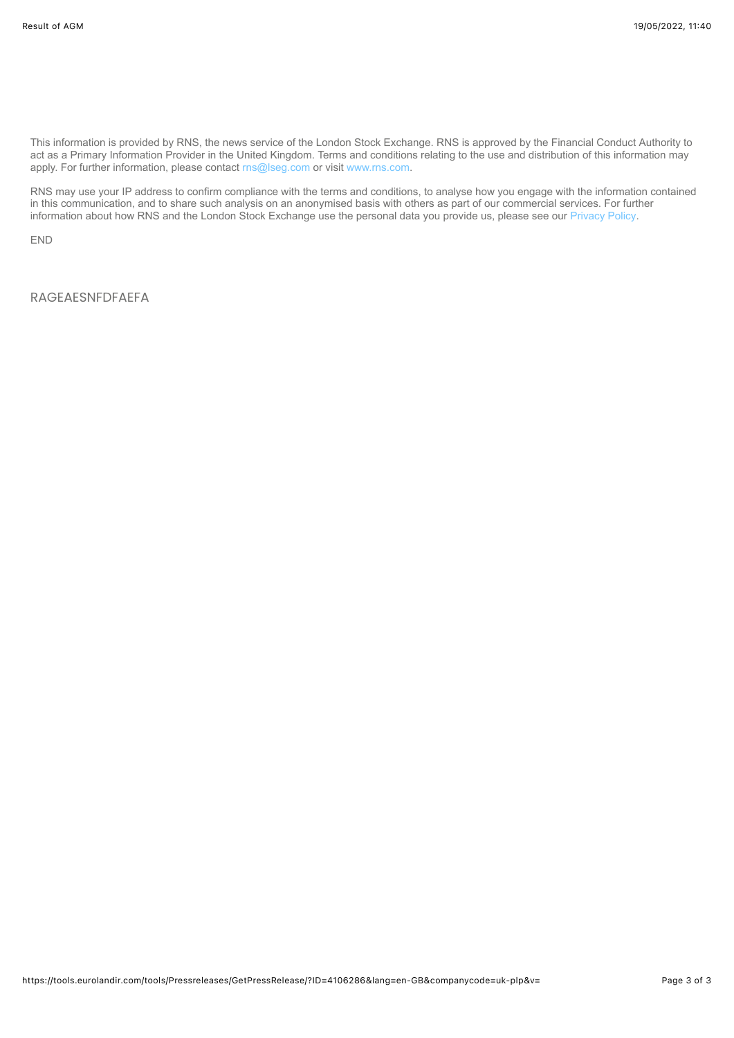This information is provided by RNS, the news service of the London Stock Exchange. RNS is approved by the Financial Conduct Authority to act as a Primary Information Provider in the United Kingdom. Terms and conditions relating to the use and distribution of this information may apply. For further information, please contact rns@lseg.com or visit www.rns.com.

RNS may use your IP address to confirm compliance with the terms and conditions, to analyse how you engage with the information contained in this communication, and to share such analysis on an anonymised basis with others as part of our commercial services. For further information about how RNS and the London Stock Exchange use the personal data you provide us, please see our Privacy Policy.

END

RAGEAESNFDFAEFA